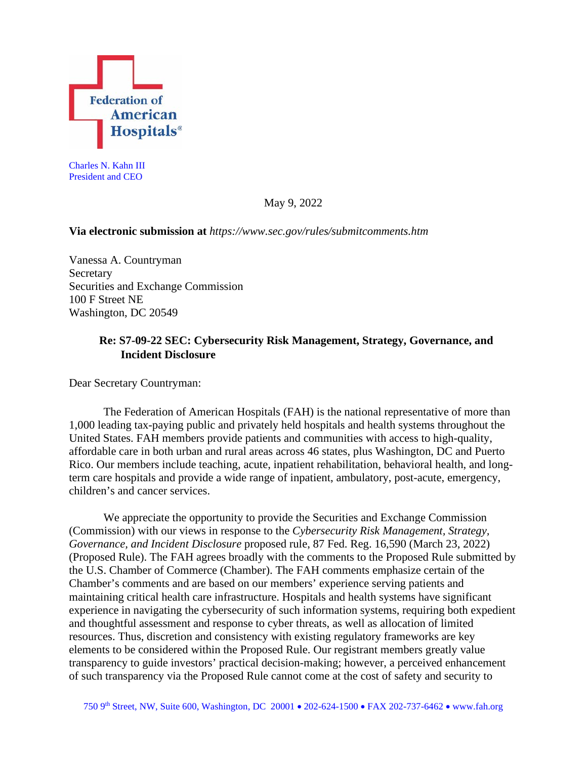Federation of American Hospitals®

Charles N. Kahn III
President and CEO

May 9, 2022

**Via electronic submission at** *https://www.sec.gov/rules/submitcomments.htm*

Vanessa A. Countryman
Secretary
Securities and Exchange Commission
100 F Street NE
Washington, DC 20549

**Re: S7-09-22 SEC: Cybersecurity Risk Management, Strategy, Governance, and Incident Disclosure**

Dear Secretary Countryman:

The Federation of American Hospitals (FAH) is the national representative of more than 1,000 leading tax-paying public and privately held hospitals and health systems throughout the United States. FAH members provide patients and communities with access to high-quality, affordable care in both urban and rural areas across 46 states, plus Washington, DC and Puerto Rico. Our members include teaching, acute, inpatient rehabilitation, behavioral health, and long-term care hospitals and provide a wide range of inpatient, ambulatory, post-acute, emergency, children's and cancer services.

We appreciate the opportunity to provide the Securities and Exchange Commission (Commission) with our views in response to the *Cybersecurity Risk Management, Strategy, Governance, and Incident Disclosure* proposed rule, 87 Fed. Reg. 16,590 (March 23, 2022) (Proposed Rule). The FAH agrees broadly with the comments to the Proposed Rule submitted by the U.S. Chamber of Commerce (Chamber). The FAH comments emphasize certain of the Chamber's comments and are based on our members' experience serving patients and maintaining critical health care infrastructure. Hospitals and health systems have significant experience in navigating the cybersecurity of such information systems, requiring both expedient and thoughtful assessment and response to cyber threats, as well as allocation of limited resources. Thus, discretion and consistency with existing regulatory frameworks are key elements to be considered within the Proposed Rule. Our registrant members greatly value transparency to guide investors' practical decision-making; however, a perceived enhancement of such transparency via the Proposed Rule cannot come at the cost of safety and security to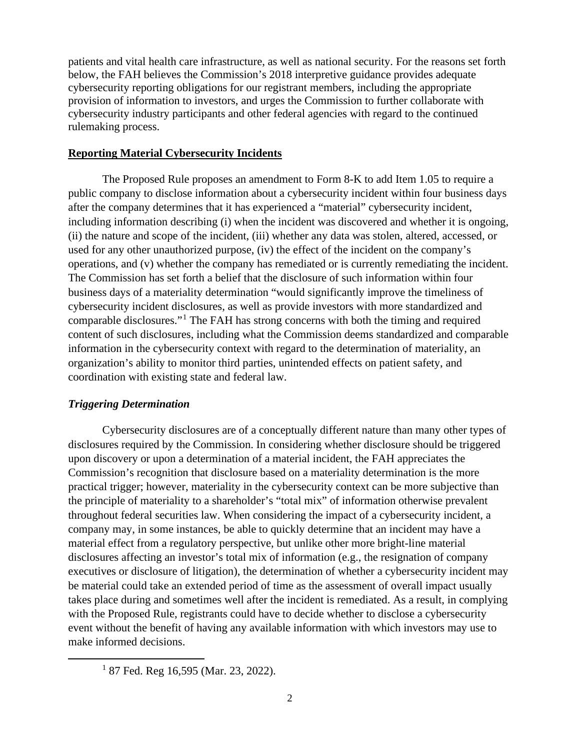patients and vital health care infrastructure, as well as national security. For the reasons set forth below, the FAH believes the Commission's 2018 interpretive guidance provides adequate cybersecurity reporting obligations for our registrant members, including the appropriate provision of information to investors, and urges the Commission to further collaborate with cybersecurity industry participants and other federal agencies with regard to the continued rulemaking process.

## **Reporting Material Cybersecurity Incidents**

The Proposed Rule proposes an amendment to Form 8-K to add Item 1.05 to require a public company to disclose information about a cybersecurity incident within four business days after the company determines that it has experienced a "material" cybersecurity incident, including information describing (i) when the incident was discovered and whether it is ongoing, (ii) the nature and scope of the incident, (iii) whether any data was stolen, altered, accessed, or used for any other unauthorized purpose, (iv) the effect of the incident on the company's operations, and (v) whether the company has remediated or is currently remediating the incident. The Commission has set forth a belief that the disclosure of such information within four business days of a materiality determination "would significantly improve the timeliness of cybersecurity incident disclosures, as well as provide investors with more standardized and comparable disclosures."[1] The FAH has strong concerns with both the timing and required content of such disclosures, including what the Commission deems standardized and comparable information in the cybersecurity context with regard to the determination of materiality, an organization's ability to monitor third parties, unintended effects on patient safety, and coordination with existing state and federal law.

### ***Triggering Determination***

Cybersecurity disclosures are of a conceptually different nature than many other types of disclosures required by the Commission. In considering whether disclosure should be triggered upon discovery or upon a determination of a material incident, the FAH appreciates the Commission's recognition that disclosure based on a materiality determination is the more practical trigger; however, materiality in the cybersecurity context can be more subjective than the principle of materiality to a shareholder's "total mix" of information otherwise prevalent throughout federal securities law. When considering the impact of a cybersecurity incident, a company may, in some instances, be able to quickly determine that an incident may have a material effect from a regulatory perspective, but unlike other more bright-line material disclosures affecting an investor's total mix of information (e.g., the resignation of company executives or disclosure of litigation), the determination of whether a cybersecurity incident may be material could take an extended period of time as the assessment of overall impact usually takes place during and sometimes well after the incident is remediated. As a result, in complying with the Proposed Rule, registrants could have to decide whether to disclose a cybersecurity event without the benefit of having any available information with which investors may use to make informed decisions.

---

[1] 87 Fed. Reg 16,595 (Mar. 23, 2022).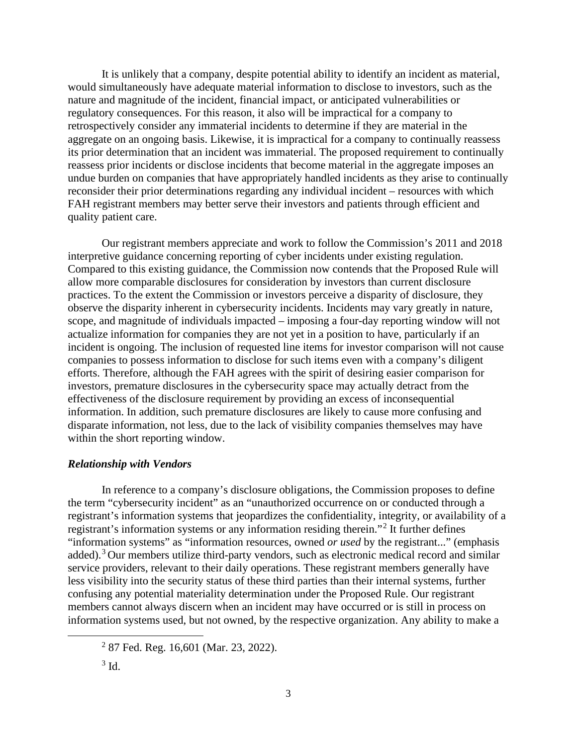It is unlikely that a company, despite potential ability to identify an incident as material, would simultaneously have adequate material information to disclose to investors, such as the nature and magnitude of the incident, financial impact, or anticipated vulnerabilities or regulatory consequences. For this reason, it also will be impractical for a company to retrospectively consider any immaterial incidents to determine if they are material in the aggregate on an ongoing basis. Likewise, it is impractical for a company to continually reassess its prior determination that an incident was immaterial. The proposed requirement to continually reassess prior incidents or disclose incidents that become material in the aggregate imposes an undue burden on companies that have appropriately handled incidents as they arise to continually reconsider their prior determinations regarding any individual incident – resources with which FAH registrant members may better serve their investors and patients through efficient and quality patient care.

Our registrant members appreciate and work to follow the Commission's 2011 and 2018 interpretive guidance concerning reporting of cyber incidents under existing regulation. Compared to this existing guidance, the Commission now contends that the Proposed Rule will allow more comparable disclosures for consideration by investors than current disclosure practices. To the extent the Commission or investors perceive a disparity of disclosure, they observe the disparity inherent in cybersecurity incidents. Incidents may vary greatly in nature, scope, and magnitude of individuals impacted – imposing a four-day reporting window will not actualize information for companies they are not yet in a position to have, particularly if an incident is ongoing. The inclusion of requested line items for investor comparison will not cause companies to possess information to disclose for such items even with a company's diligent efforts. Therefore, although the FAH agrees with the spirit of desiring easier comparison for investors, premature disclosures in the cybersecurity space may actually detract from the effectiveness of the disclosure requirement by providing an excess of inconsequential information. In addition, such premature disclosures are likely to cause more confusing and disparate information, not less, due to the lack of visibility companies themselves may have within the short reporting window.

***Relationship with Vendors***

In reference to a company's disclosure obligations, the Commission proposes to define the term "cybersecurity incident" as an "unauthorized occurrence on or conducted through a registrant's information systems that jeopardizes the confidentiality, integrity, or availability of a registrant's information systems or any information residing therein."[2] It further defines "information systems" as "information resources, owned *or used* by the registrant..." (emphasis added).[3] Our members utilize third-party vendors, such as electronic medical record and similar service providers, relevant to their daily operations. These registrant members generally have less visibility into the security status of these third parties than their internal systems, further confusing any potential materiality determination under the Proposed Rule. Our registrant members cannot always discern when an incident may have occurred or is still in process on information systems used, but not owned, by the respective organization. Any ability to make a

[2] 87 Fed. Reg. 16,601 (Mar. 23, 2022).

[3] Id.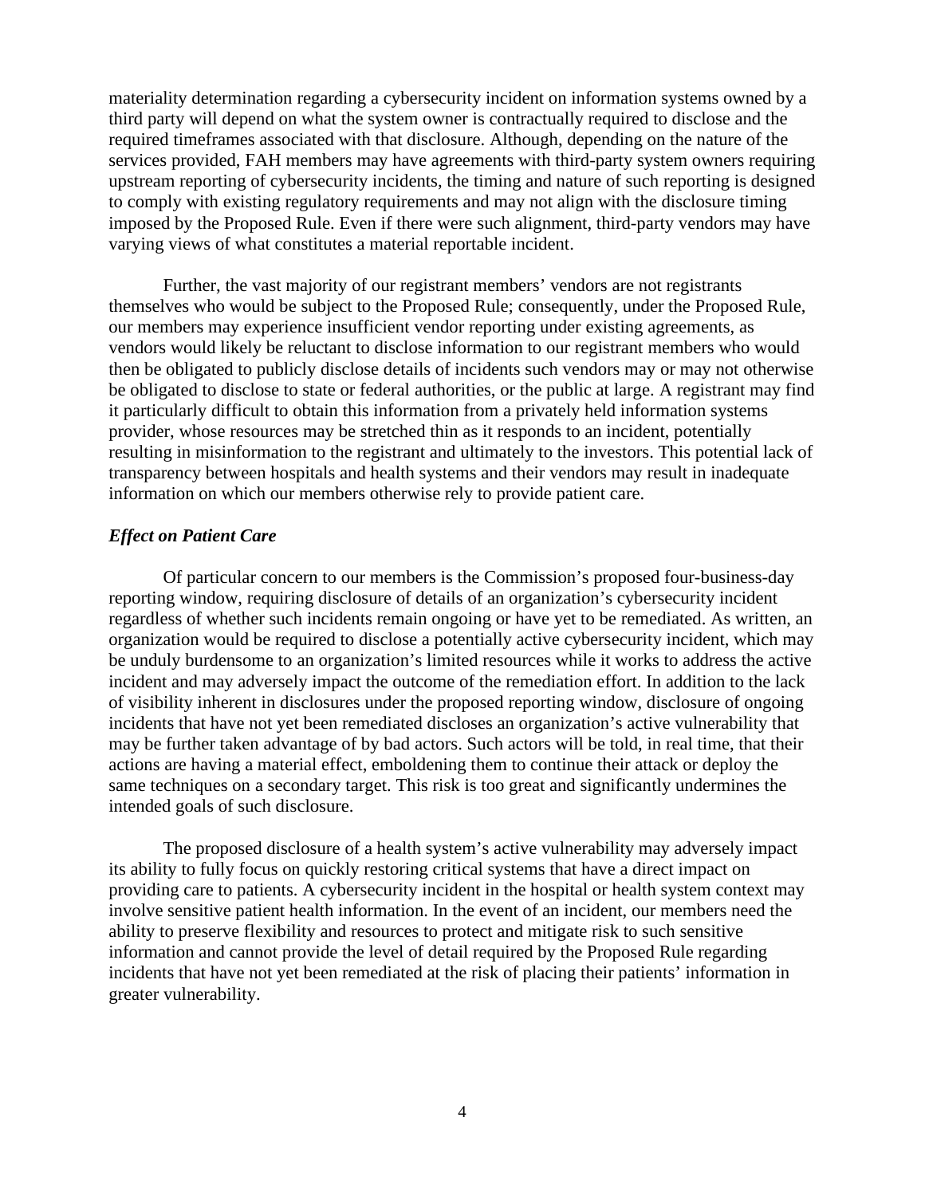materiality determination regarding a cybersecurity incident on information systems owned by a third party will depend on what the system owner is contractually required to disclose and the required timeframes associated with that disclosure. Although, depending on the nature of the services provided, FAH members may have agreements with third-party system owners requiring upstream reporting of cybersecurity incidents, the timing and nature of such reporting is designed to comply with existing regulatory requirements and may not align with the disclosure timing imposed by the Proposed Rule. Even if there were such alignment, third-party vendors may have varying views of what constitutes a material reportable incident.

Further, the vast majority of our registrant members' vendors are not registrants themselves who would be subject to the Proposed Rule; consequently, under the Proposed Rule, our members may experience insufficient vendor reporting under existing agreements, as vendors would likely be reluctant to disclose information to our registrant members who would then be obligated to publicly disclose details of incidents such vendors may or may not otherwise be obligated to disclose to state or federal authorities, or the public at large. A registrant may find it particularly difficult to obtain this information from a privately held information systems provider, whose resources may be stretched thin as it responds to an incident, potentially resulting in misinformation to the registrant and ultimately to the investors. This potential lack of transparency between hospitals and health systems and their vendors may result in inadequate information on which our members otherwise rely to provide patient care.

### *Effect on Patient Care*

Of particular concern to our members is the Commission's proposed four-business-day reporting window, requiring disclosure of details of an organization's cybersecurity incident regardless of whether such incidents remain ongoing or have yet to be remediated. As written, an organization would be required to disclose a potentially active cybersecurity incident, which may be unduly burdensome to an organization's limited resources while it works to address the active incident and may adversely impact the outcome of the remediation effort. In addition to the lack of visibility inherent in disclosures under the proposed reporting window, disclosure of ongoing incidents that have not yet been remediated discloses an organization's active vulnerability that may be further taken advantage of by bad actors. Such actors will be told, in real time, that their actions are having a material effect, emboldening them to continue their attack or deploy the same techniques on a secondary target. This risk is too great and significantly undermines the intended goals of such disclosure.

The proposed disclosure of a health system's active vulnerability may adversely impact its ability to fully focus on quickly restoring critical systems that have a direct impact on providing care to patients. A cybersecurity incident in the hospital or health system context may involve sensitive patient health information. In the event of an incident, our members need the ability to preserve flexibility and resources to protect and mitigate risk to such sensitive information and cannot provide the level of detail required by the Proposed Rule regarding incidents that have not yet been remediated at the risk of placing their patients' information in greater vulnerability.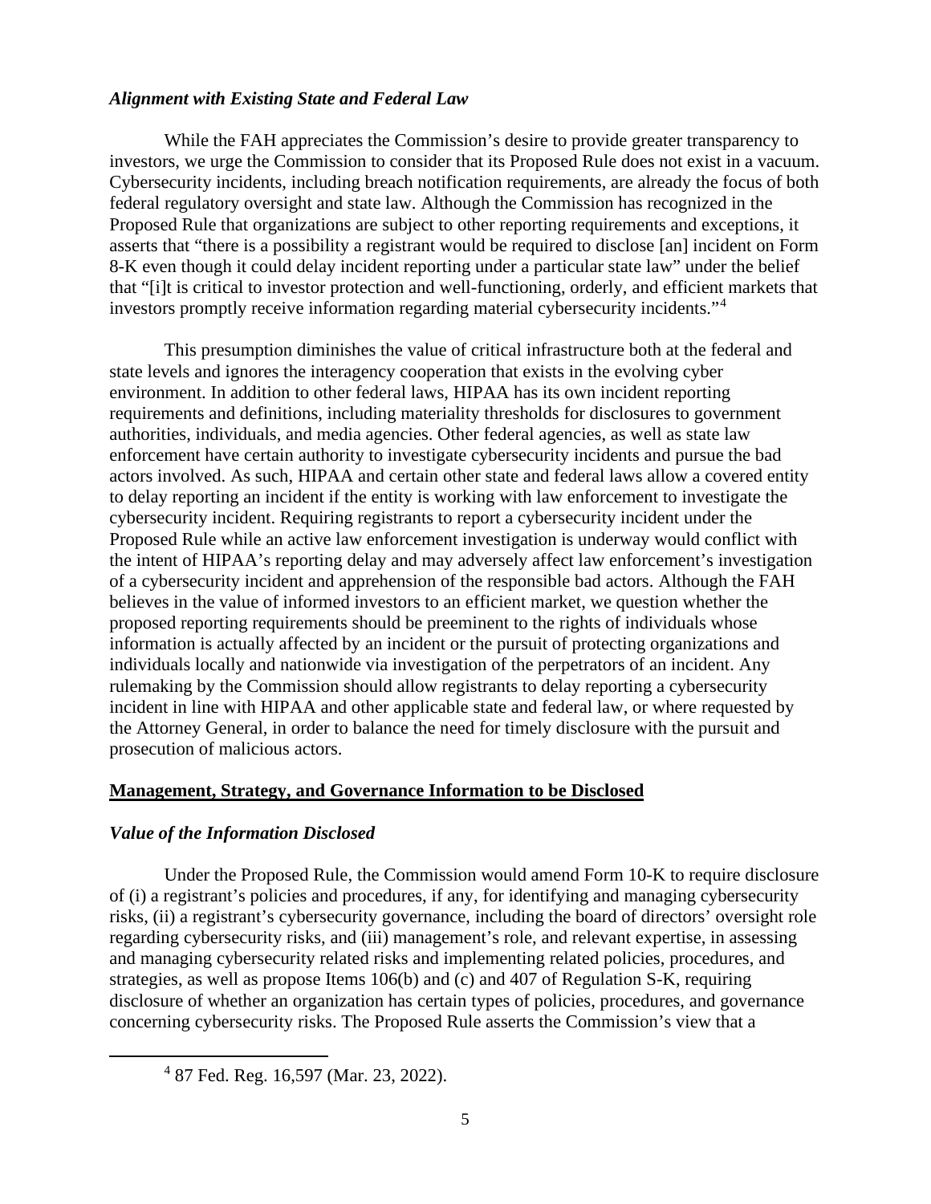### *Alignment with Existing State and Federal Law*

While the FAH appreciates the Commission's desire to provide greater transparency to investors, we urge the Commission to consider that its Proposed Rule does not exist in a vacuum. Cybersecurity incidents, including breach notification requirements, are already the focus of both federal regulatory oversight and state law. Although the Commission has recognized in the Proposed Rule that organizations are subject to other reporting requirements and exceptions, it asserts that "there is a possibility a registrant would be required to disclose [an] incident on Form 8-K even though it could delay incident reporting under a particular state law" under the belief that "[i]t is critical to investor protection and well-functioning, orderly, and efficient markets that investors promptly receive information regarding material cybersecurity incidents."[4]

This presumption diminishes the value of critical infrastructure both at the federal and state levels and ignores the interagency cooperation that exists in the evolving cyber environment. In addition to other federal laws, HIPAA has its own incident reporting requirements and definitions, including materiality thresholds for disclosures to government authorities, individuals, and media agencies. Other federal agencies, as well as state law enforcement have certain authority to investigate cybersecurity incidents and pursue the bad actors involved. As such, HIPAA and certain other state and federal laws allow a covered entity to delay reporting an incident if the entity is working with law enforcement to investigate the cybersecurity incident. Requiring registrants to report a cybersecurity incident under the Proposed Rule while an active law enforcement investigation is underway would conflict with the intent of HIPAA's reporting delay and may adversely affect law enforcement's investigation of a cybersecurity incident and apprehension of the responsible bad actors. Although the FAH believes in the value of informed investors to an efficient market, we question whether the proposed reporting requirements should be preeminent to the rights of individuals whose information is actually affected by an incident or the pursuit of protecting organizations and individuals locally and nationwide via investigation of the perpetrators of an incident. Any rulemaking by the Commission should allow registrants to delay reporting a cybersecurity incident in line with HIPAA and other applicable state and federal law, or where requested by the Attorney General, in order to balance the need for timely disclosure with the pursuit and prosecution of malicious actors.

## <u>Management, Strategy, and Governance Information to be Disclosed</u>

### *Value of the Information Disclosed*

Under the Proposed Rule, the Commission would amend Form 10-K to require disclosure of (i) a registrant's policies and procedures, if any, for identifying and managing cybersecurity risks, (ii) a registrant's cybersecurity governance, including the board of directors' oversight role regarding cybersecurity risks, and (iii) management's role, and relevant expertise, in assessing and managing cybersecurity related risks and implementing related policies, procedures, and strategies, as well as propose Items 106(b) and (c) and 407 of Regulation S-K, requiring disclosure of whether an organization has certain types of policies, procedures, and governance concerning cybersecurity risks. The Proposed Rule asserts the Commission's view that a

---

[4] 87 Fed. Reg. 16,597 (Mar. 23, 2022).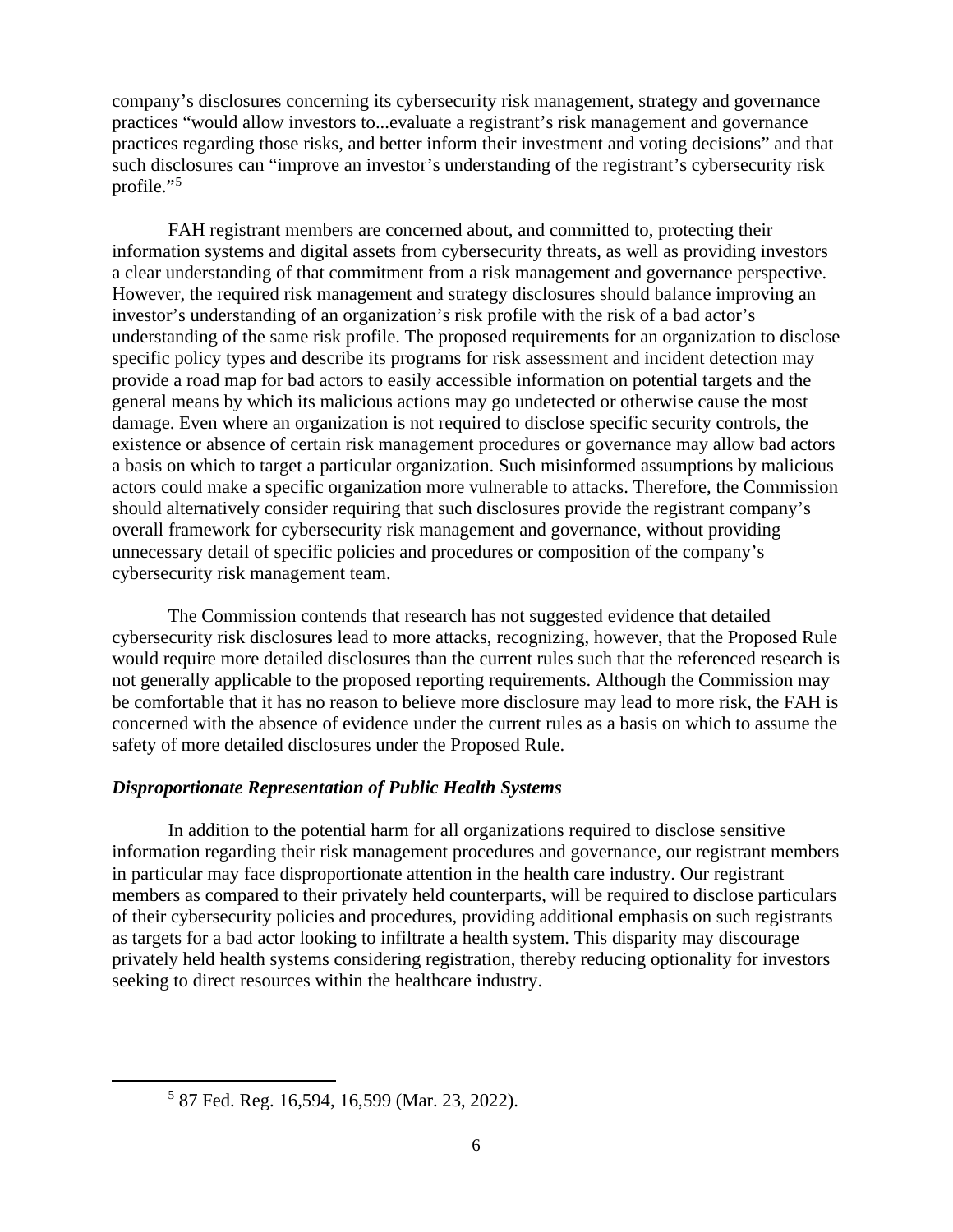company's disclosures concerning its cybersecurity risk management, strategy and governance practices "would allow investors to...evaluate a registrant's risk management and governance practices regarding those risks, and better inform their investment and voting decisions" and that such disclosures can "improve an investor's understanding of the registrant's cybersecurity risk profile."[5]

FAH registrant members are concerned about, and committed to, protecting their information systems and digital assets from cybersecurity threats, as well as providing investors a clear understanding of that commitment from a risk management and governance perspective. However, the required risk management and strategy disclosures should balance improving an investor's understanding of an organization's risk profile with the risk of a bad actor's understanding of the same risk profile. The proposed requirements for an organization to disclose specific policy types and describe its programs for risk assessment and incident detection may provide a road map for bad actors to easily accessible information on potential targets and the general means by which its malicious actions may go undetected or otherwise cause the most damage. Even where an organization is not required to disclose specific security controls, the existence or absence of certain risk management procedures or governance may allow bad actors a basis on which to target a particular organization. Such misinformed assumptions by malicious actors could make a specific organization more vulnerable to attacks. Therefore, the Commission should alternatively consider requiring that such disclosures provide the registrant company's overall framework for cybersecurity risk management and governance, without providing unnecessary detail of specific policies and procedures or composition of the company's cybersecurity risk management team.

The Commission contends that research has not suggested evidence that detailed cybersecurity risk disclosures lead to more attacks, recognizing, however, that the Proposed Rule would require more detailed disclosures than the current rules such that the referenced research is not generally applicable to the proposed reporting requirements. Although the Commission may be comfortable that it has no reason to believe more disclosure may lead to more risk, the FAH is concerned with the absence of evidence under the current rules as a basis on which to assume the safety of more detailed disclosures under the Proposed Rule.

***Disproportionate Representation of Public Health Systems***

In addition to the potential harm for all organizations required to disclose sensitive information regarding their risk management procedures and governance, our registrant members in particular may face disproportionate attention in the health care industry. Our registrant members as compared to their privately held counterparts, will be required to disclose particulars of their cybersecurity policies and procedures, providing additional emphasis on such registrants as targets for a bad actor looking to infiltrate a health system. This disparity may discourage privately held health systems considering registration, thereby reducing optionality for investors seeking to direct resources within the healthcare industry.

---

[5] 87 Fed. Reg. 16,594, 16,599 (Mar. 23, 2022).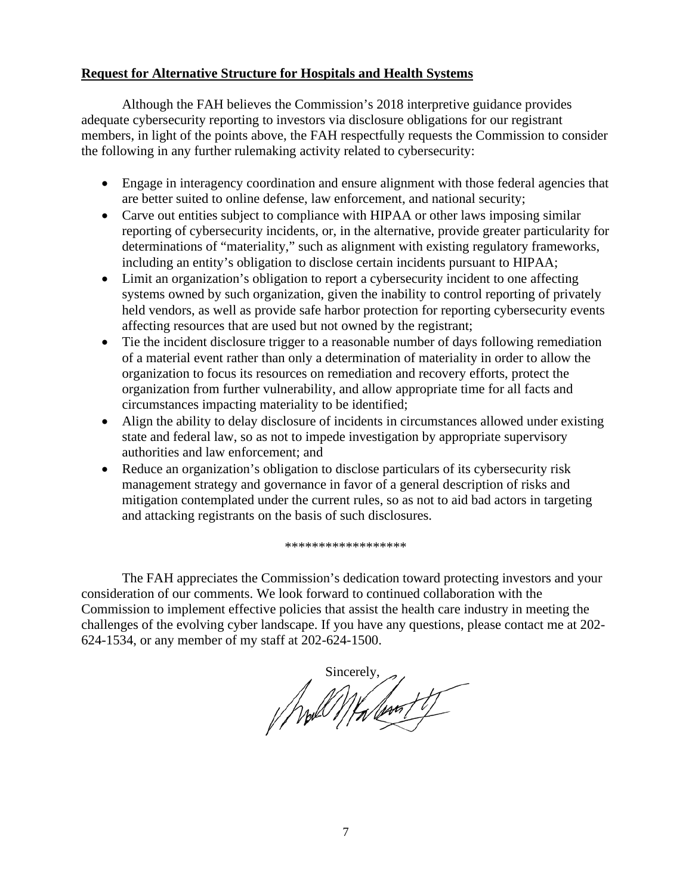**Request for Alternative Structure for Hospitals and Health Systems**

Although the FAH believes the Commission's 2018 interpretive guidance provides adequate cybersecurity reporting to investors via disclosure obligations for our registrant members, in light of the points above, the FAH respectfully requests the Commission to consider the following in any further rulemaking activity related to cybersecurity:

- Engage in interagency coordination and ensure alignment with those federal agencies that are better suited to online defense, law enforcement, and national security;
- Carve out entities subject to compliance with HIPAA or other laws imposing similar reporting of cybersecurity incidents, or, in the alternative, provide greater particularity for determinations of "materiality," such as alignment with existing regulatory frameworks, including an entity's obligation to disclose certain incidents pursuant to HIPAA;
- Limit an organization's obligation to report a cybersecurity incident to one affecting systems owned by such organization, given the inability to control reporting of privately held vendors, as well as provide safe harbor protection for reporting cybersecurity events affecting resources that are used but not owned by the registrant;
- Tie the incident disclosure trigger to a reasonable number of days following remediation of a material event rather than only a determination of materiality in order to allow the organization to focus its resources on remediation and recovery efforts, protect the organization from further vulnerability, and allow appropriate time for all facts and circumstances impacting materiality to be identified;
- Align the ability to delay disclosure of incidents in circumstances allowed under existing state and federal law, so as not to impede investigation by appropriate supervisory authorities and law enforcement; and
- Reduce an organization's obligation to disclose particulars of its cybersecurity risk management strategy and governance in favor of a general description of risks and mitigation contemplated under the current rules, so as not to aid bad actors in targeting and attacking registrants on the basis of such disclosures.

\*\*\*\*\*\*\*\*\*\*\*\*\*\*\*\*\*\*

The FAH appreciates the Commission's dedication toward protecting investors and your consideration of our comments. We look forward to continued collaboration with the Commission to implement effective policies that assist the health care industry in meeting the challenges of the evolving cyber landscape. If you have any questions, please contact me at 202-624-1534, or any member of my staff at 202-624-1500.

Sincerely,